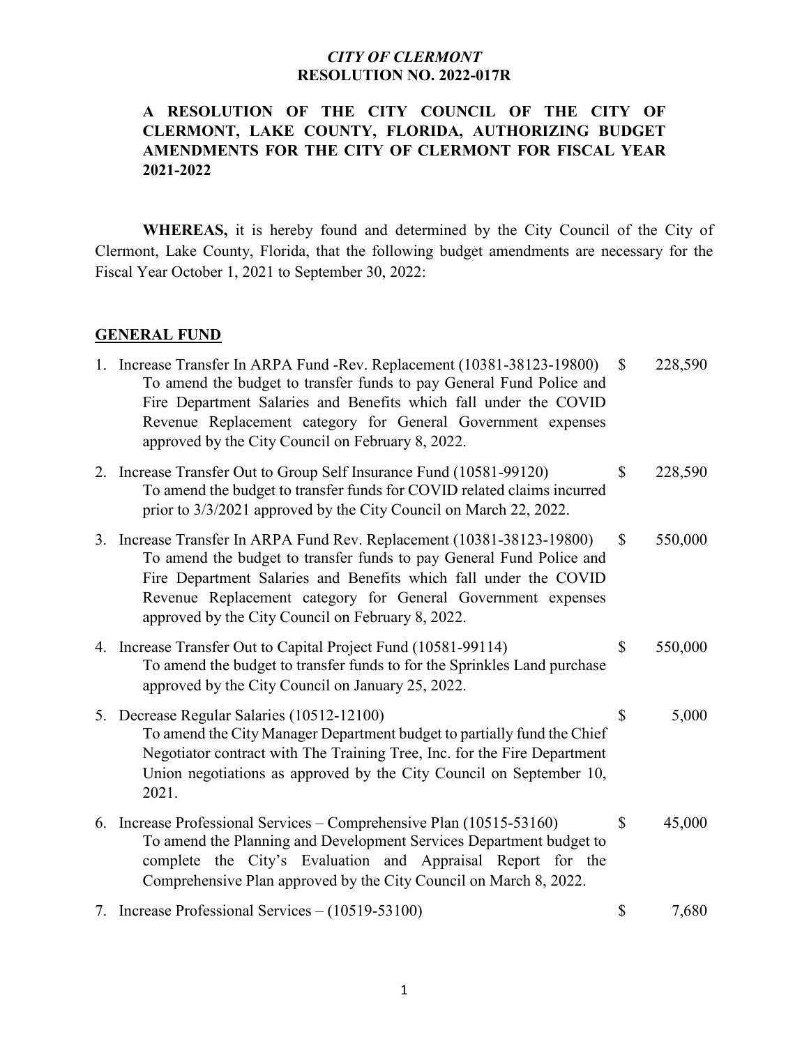*CITY OF CLERMONT*
**RESOLUTION NO. 2022-017R**

**A RESOLUTION OF THE CITY COUNCIL OF THE CITY OF CLERMONT, LAKE COUNTY, FLORIDA, AUTHORIZING BUDGET AMENDMENTS FOR THE CITY OF CLERMONT FOR FISCAL YEAR 2021-2022**

**WHEREAS,** it is hereby found and determined by the City Council of the City of Clermont, Lake County, Florida, that the following budget amendments are necessary for the Fiscal Year October 1, 2021 to September 30, 2022:

**GENERAL FUND**

1. Increase Transfer In ARPA Fund -Rev. Replacement (10381-38123-19800) $ 228,590
   To amend the budget to transfer funds to pay General Fund Police and Fire Department Salaries and Benefits which fall under the COVID Revenue Replacement category for General Government expenses approved by the City Council on February 8, 2022.

2. Increase Transfer Out to Group Self Insurance Fund (10581-99120) $ 228,590
   To amend the budget to transfer funds for COVID related claims incurred prior to 3/3/2021 approved by the City Council on March 22, 2022.

3. Increase Transfer In ARPA Fund Rev. Replacement (10381-38123-19800) $ 550,000
   To amend the budget to transfer funds to pay General Fund Police and Fire Department Salaries and Benefits which fall under the COVID Revenue Replacement category for General Government expenses approved by the City Council on February 8, 2022.

4. Increase Transfer Out to Capital Project Fund (10581-99114) $ 550,000
   To amend the budget to transfer funds to for the Sprinkles Land purchase approved by the City Council on January 25, 2022.

5. Decrease Regular Salaries (10512-12100) $ 5,000
   To amend the City Manager Department budget to partially fund the Chief Negotiator contract with The Training Tree, Inc. for the Fire Department Union negotiations as approved by the City Council on September 10, 2021.

6. Increase Professional Services – Comprehensive Plan (10515-53160) $ 45,000
   To amend the Planning and Development Services Department budget to complete the City's Evaluation and Appraisal Report for the Comprehensive Plan approved by the City Council on March 8, 2022.

7. Increase Professional Services – (10519-53100) $ 7,680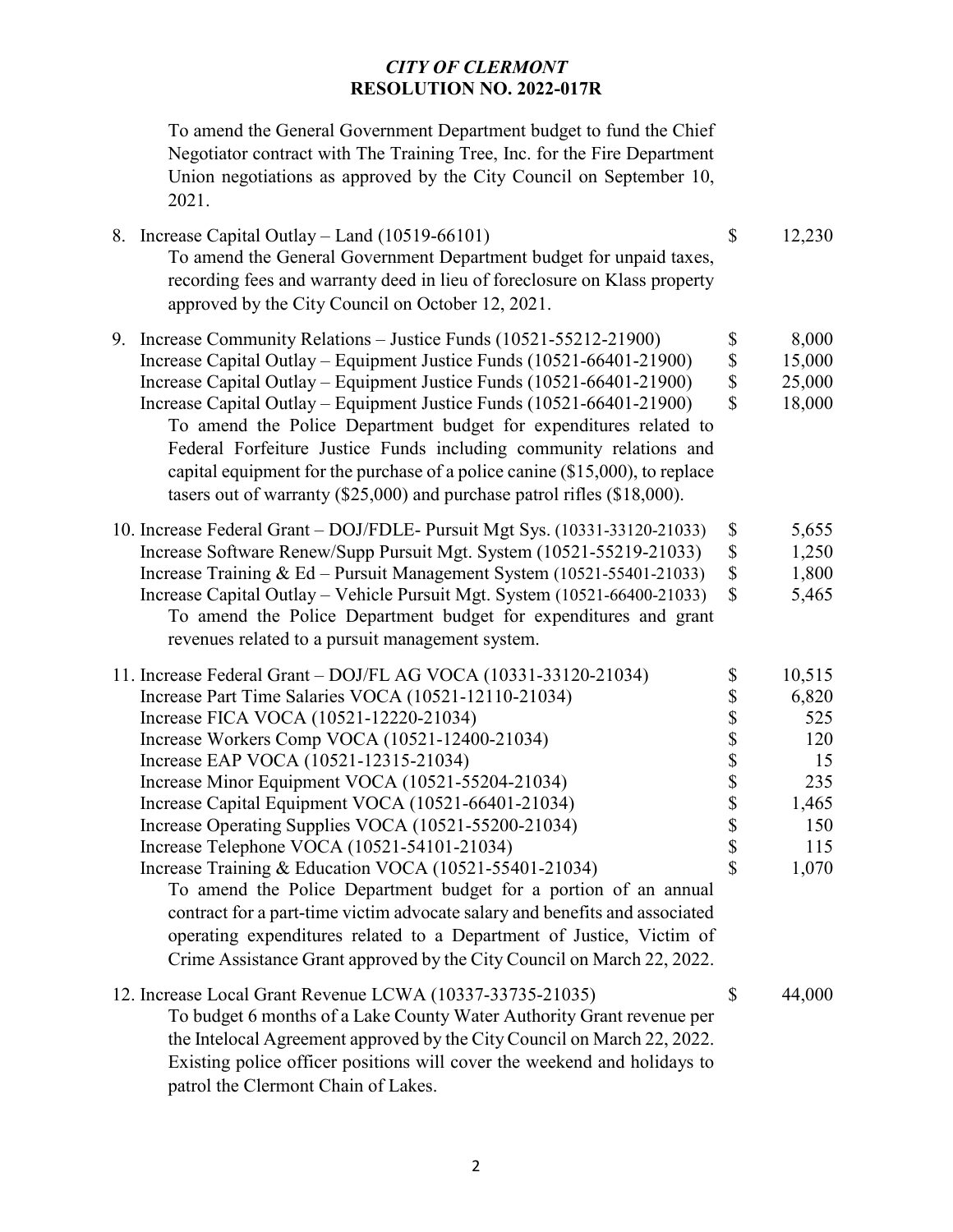*CITY OF CLERMONT*
**RESOLUTION NO. 2022-017R**

To amend the General Government Department budget to fund the Chief Negotiator contract with The Training Tree, Inc. for the Fire Department Union negotiations as approved by the City Council on September 10, 2021.

8. Increase Capital Outlay – Land (10519-66101) $ 12,230

   To amend the General Government Department budget for unpaid taxes, recording fees and warranty deed in lieu of foreclosure on Klass property approved by the City Council on October 12, 2021.

9. Increase Community Relations – Justice Funds (10521-55212-21900) $ 8,000
   Increase Capital Outlay – Equipment Justice Funds (10521-66401-21900) $ 15,000
   Increase Capital Outlay – Equipment Justice Funds (10521-66401-21900) $ 25,000
   Increase Capital Outlay – Equipment Justice Funds (10521-66401-21900) $ 18,000

   To amend the Police Department budget for expenditures related to Federal Forfeiture Justice Funds including community relations and capital equipment for the purchase of a police canine ($15,000), to replace tasers out of warranty ($25,000) and purchase patrol rifles ($18,000).

10. Increase Federal Grant – DOJ/FDLE- Pursuit Mgt Sys. (10331-33120-21033) $ 5,655
    Increase Software Renew/Supp Pursuit Mgt. System (10521-55219-21033) $ 1,250
    Increase Training & Ed – Pursuit Management System (10521-55401-21033) $ 1,800
    Increase Capital Outlay – Vehicle Pursuit Mgt. System (10521-66400-21033) $ 5,465

    To amend the Police Department budget for expenditures and grant revenues related to a pursuit management system.

11. Increase Federal Grant – DOJ/FL AG VOCA (10331-33120-21034) $ 10,515
    Increase Part Time Salaries VOCA (10521-12110-21034) $ 6,820
    Increase FICA VOCA (10521-12220-21034) $ 525
    Increase Workers Comp VOCA (10521-12400-21034) $ 120
    Increase EAP VOCA (10521-12315-21034) $ 15
    Increase Minor Equipment VOCA (10521-55204-21034) $ 235
    Increase Capital Equipment VOCA (10521-66401-21034) $ 1,465
    Increase Operating Supplies VOCA (10521-55200-21034) $ 150
    Increase Telephone VOCA (10521-54101-21034) $ 115
    Increase Training & Education VOCA (10521-55401-21034) $ 1,070

    To amend the Police Department budget for a portion of an annual contract for a part-time victim advocate salary and benefits and associated operating expenditures related to a Department of Justice, Victim of Crime Assistance Grant approved by the City Council on March 22, 2022.

12. Increase Local Grant Revenue LCWA (10337-33735-21035) $ 44,000

    To budget 6 months of a Lake County Water Authority Grant revenue per the Intelocal Agreement approved by the City Council on March 22, 2022. Existing police officer positions will cover the weekend and holidays to patrol the Clermont Chain of Lakes.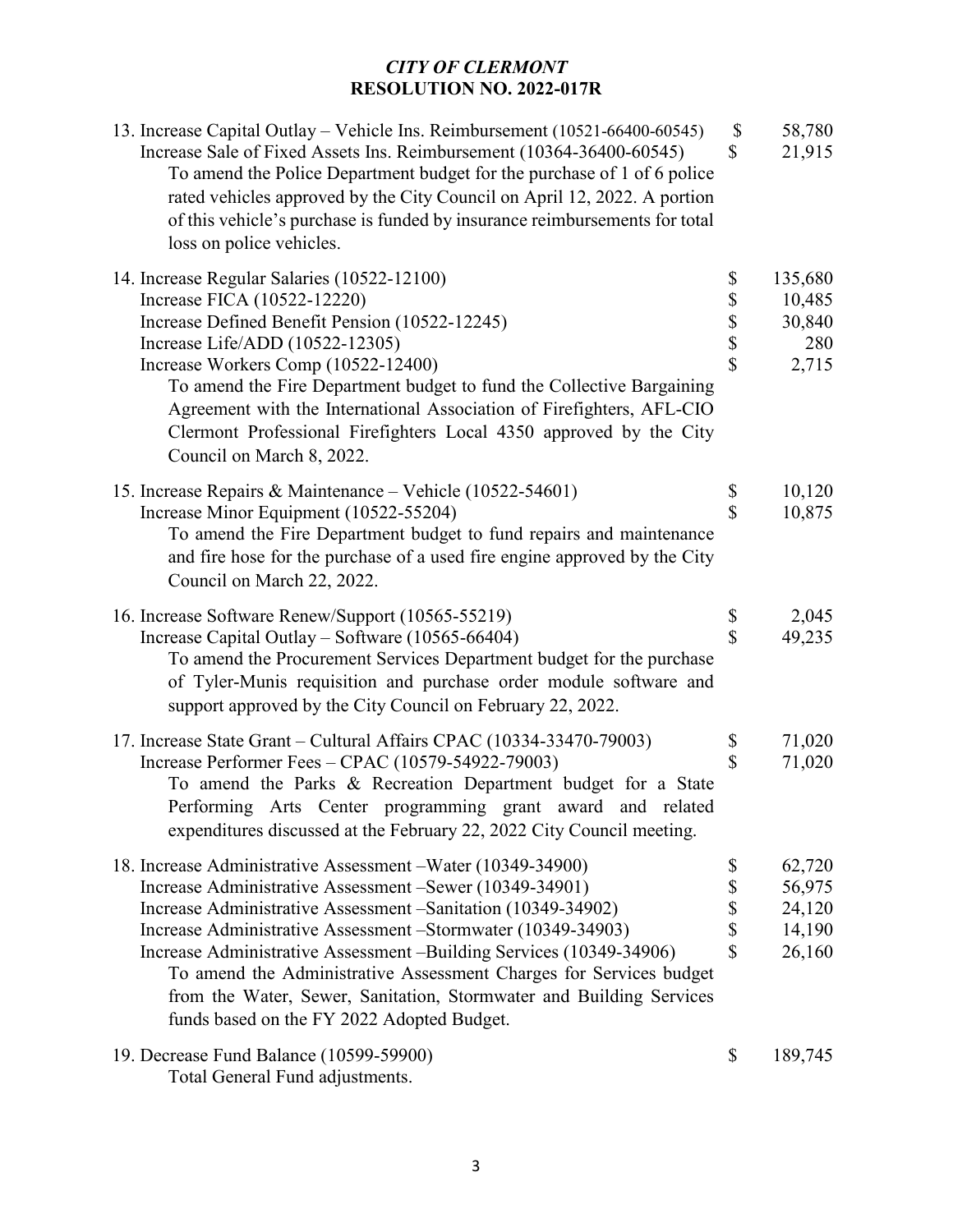*CITY OF CLERMONT*
**RESOLUTION NO. 2022-017R**

| | | |
|---|---|---|
| 13. Increase Capital Outlay – Vehicle Ins. Reimbursement (10521-66400-60545) | $ | 58,780 |
| Increase Sale of Fixed Assets Ins. Reimbursement (10364-36400-60545) | $ | 21,915 |
| To amend the Police Department budget for the purchase of 1 of 6 police rated vehicles approved by the City Council on April 12, 2022. A portion of this vehicle's purchase is funded by insurance reimbursements for total loss on police vehicles. | | |
| 14. Increase Regular Salaries (10522-12100) | $ | 135,680 |
| Increase FICA (10522-12220) | $ | 10,485 |
| Increase Defined Benefit Pension (10522-12245) | $ | 30,840 |
| Increase Life/ADD (10522-12305) | $ | 280 |
| Increase Workers Comp (10522-12400) | $ | 2,715 |
| To amend the Fire Department budget to fund the Collective Bargaining Agreement with the International Association of Firefighters, AFL-CIO Clermont Professional Firefighters Local 4350 approved by the City Council on March 8, 2022. | | |
| 15. Increase Repairs & Maintenance – Vehicle (10522-54601) | $ | 10,120 |
| Increase Minor Equipment (10522-55204) | $ | 10,875 |
| To amend the Fire Department budget to fund repairs and maintenance and fire hose for the purchase of a used fire engine approved by the City Council on March 22, 2022. | | |
| 16. Increase Software Renew/Support (10565-55219) | $ | 2,045 |
| Increase Capital Outlay – Software (10565-66404) | $ | 49,235 |
| To amend the Procurement Services Department budget for the purchase of Tyler-Munis requisition and purchase order module software and support approved by the City Council on February 22, 2022. | | |
| 17. Increase State Grant – Cultural Affairs CPAC (10334-33470-79003) | $ | 71,020 |
| Increase Performer Fees – CPAC (10579-54922-79003) | $ | 71,020 |
| To amend the Parks & Recreation Department budget for a State Performing Arts Center programming grant award and related expenditures discussed at the February 22, 2022 City Council meeting. | | |
| 18. Increase Administrative Assessment –Water (10349-34900) | $ | 62,720 |
| Increase Administrative Assessment –Sewer (10349-34901) | $ | 56,975 |
| Increase Administrative Assessment –Sanitation (10349-34902) | $ | 24,120 |
| Increase Administrative Assessment –Stormwater (10349-34903) | $ | 14,190 |
| Increase Administrative Assessment –Building Services (10349-34906) | $ | 26,160 |
| To amend the Administrative Assessment Charges for Services budget from the Water, Sewer, Sanitation, Stormwater and Building Services funds based on the FY 2022 Adopted Budget. | | |
| 19. Decrease Fund Balance (10599-59900) | $ | 189,745 |
| Total General Fund adjustments. | | |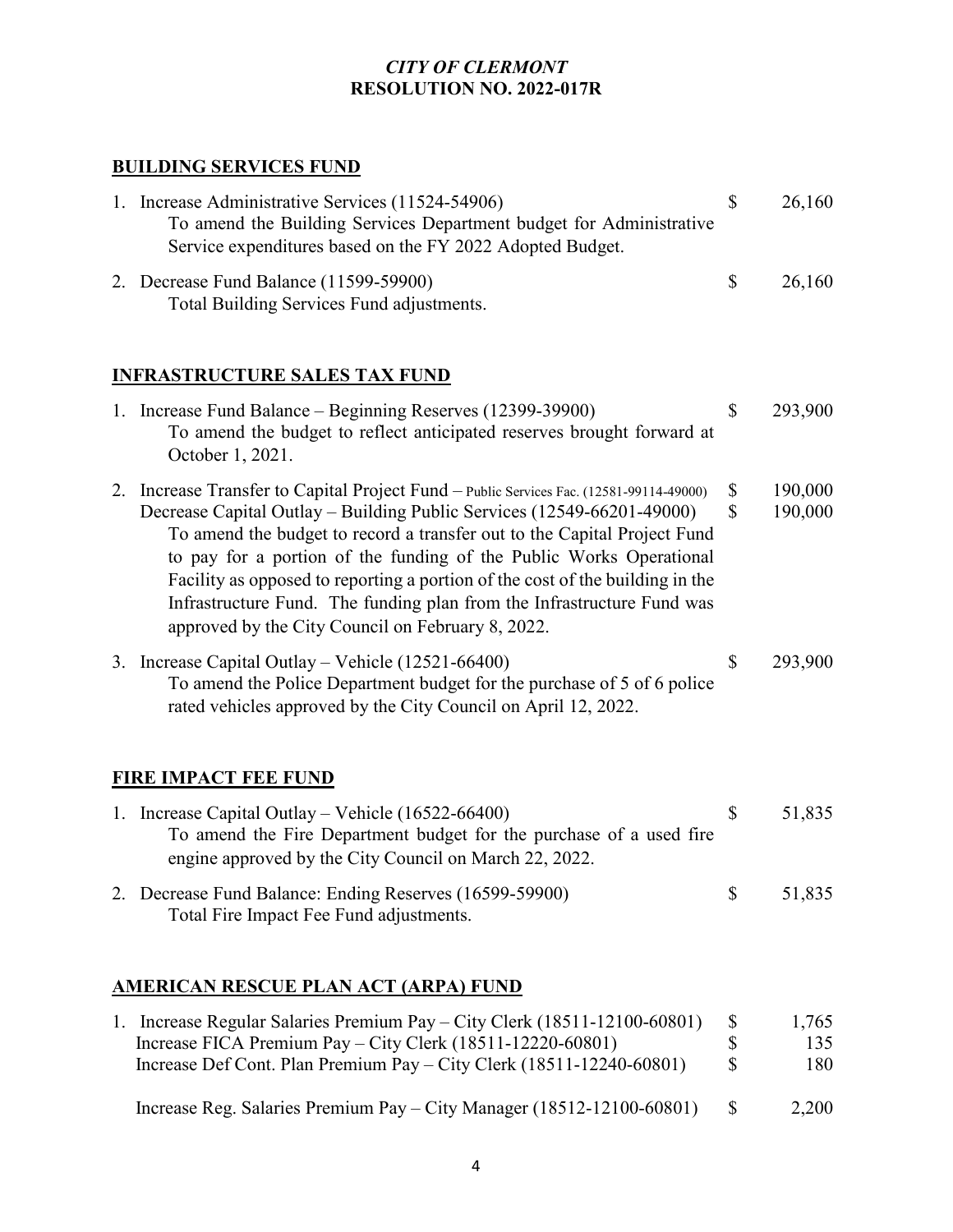*CITY OF CLERMONT*
**RESOLUTION NO. 2022-017R**

## BUILDING SERVICES FUND

1. Increase Administrative Services (11524-54906) — $ 26,160
   To amend the Building Services Department budget for Administrative Service expenditures based on the FY 2022 Adopted Budget.

2. Decrease Fund Balance (11599-59900) — $ 26,160
   Total Building Services Fund adjustments.

## INFRASTRUCTURE SALES TAX FUND

1. Increase Fund Balance – Beginning Reserves (12399-39900) — $ 293,900
   To amend the budget to reflect anticipated reserves brought forward at October 1, 2021.

2. Increase Transfer to Capital Project Fund – Public Services Fac. (12581-99114-49000) — $ 190,000
   Decrease Capital Outlay – Building Public Services (12549-66201-49000) — $ 190,000
   To amend the budget to record a transfer out to the Capital Project Fund to pay for a portion of the funding of the Public Works Operational Facility as opposed to reporting a portion of the cost of the building in the Infrastructure Fund. The funding plan from the Infrastructure Fund was approved by the City Council on February 8, 2022.

3. Increase Capital Outlay – Vehicle (12521-66400) — $ 293,900
   To amend the Police Department budget for the purchase of 5 of 6 police rated vehicles approved by the City Council on April 12, 2022.

## FIRE IMPACT FEE FUND

1. Increase Capital Outlay – Vehicle (16522-66400) — $ 51,835
   To amend the Fire Department budget for the purchase of a used fire engine approved by the City Council on March 22, 2022.

2. Decrease Fund Balance: Ending Reserves (16599-59900) — $ 51,835
   Total Fire Impact Fee Fund adjustments.

## AMERICAN RESCUE PLAN ACT (ARPA) FUND

1. Increase Regular Salaries Premium Pay – City Clerk (18511-12100-60801) — $ 1,765
   Increase FICA Premium Pay – City Clerk (18511-12220-60801) — $ 135
   Increase Def Cont. Plan Premium Pay – City Clerk (18511-12240-60801) — $ 180

   Increase Reg. Salaries Premium Pay – City Manager (18512-12100-60801) — $ 2,200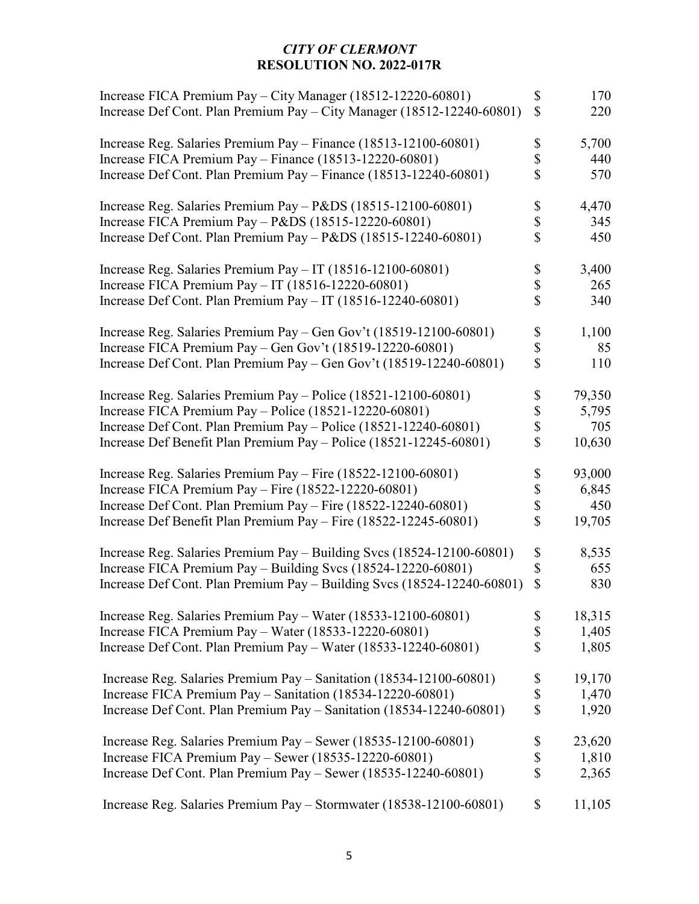*CITY OF CLERMONT*
**RESOLUTION NO. 2022-017R**

| | | |
|---|---|---|
| Increase FICA Premium Pay – City Manager (18512-12220-60801) | $ | 170 |
| Increase Def Cont. Plan Premium Pay – City Manager (18512-12240-60801) | $ | 220 |
| | | |
| Increase Reg. Salaries Premium Pay – Finance (18513-12100-60801) | $ | 5,700 |
| Increase FICA Premium Pay – Finance (18513-12220-60801) | $ | 440 |
| Increase Def Cont. Plan Premium Pay – Finance (18513-12240-60801) | $ | 570 |
| | | |
| Increase Reg. Salaries Premium Pay – P&DS (18515-12100-60801) | $ | 4,470 |
| Increase FICA Premium Pay – P&DS (18515-12220-60801) | $ | 345 |
| Increase Def Cont. Plan Premium Pay – P&DS (18515-12240-60801) | $ | 450 |
| | | |
| Increase Reg. Salaries Premium Pay – IT (18516-12100-60801) | $ | 3,400 |
| Increase FICA Premium Pay – IT (18516-12220-60801) | $ | 265 |
| Increase Def Cont. Plan Premium Pay – IT (18516-12240-60801) | $ | 340 |
| | | |
| Increase Reg. Salaries Premium Pay – Gen Gov't (18519-12100-60801) | $ | 1,100 |
| Increase FICA Premium Pay – Gen Gov't (18519-12220-60801) | $ | 85 |
| Increase Def Cont. Plan Premium Pay – Gen Gov't (18519-12240-60801) | $ | 110 |
| | | |
| Increase Reg. Salaries Premium Pay – Police (18521-12100-60801) | $ | 79,350 |
| Increase FICA Premium Pay – Police (18521-12220-60801) | $ | 5,795 |
| Increase Def Cont. Plan Premium Pay – Police (18521-12240-60801) | $ | 705 |
| Increase Def Benefit Plan Premium Pay – Police (18521-12245-60801) | $ | 10,630 |
| | | |
| Increase Reg. Salaries Premium Pay – Fire (18522-12100-60801) | $ | 93,000 |
| Increase FICA Premium Pay – Fire (18522-12220-60801) | $ | 6,845 |
| Increase Def Cont. Plan Premium Pay – Fire (18522-12240-60801) | $ | 450 |
| Increase Def Benefit Plan Premium Pay – Fire (18522-12245-60801) | $ | 19,705 |
| | | |
| Increase Reg. Salaries Premium Pay – Building Svcs (18524-12100-60801) | $ | 8,535 |
| Increase FICA Premium Pay – Building Svcs (18524-12220-60801) | $ | 655 |
| Increase Def Cont. Plan Premium Pay – Building Svcs (18524-12240-60801) | $ | 830 |
| | | |
| Increase Reg. Salaries Premium Pay – Water (18533-12100-60801) | $ | 18,315 |
| Increase FICA Premium Pay – Water (18533-12220-60801) | $ | 1,405 |
| Increase Def Cont. Plan Premium Pay – Water (18533-12240-60801) | $ | 1,805 |
| | | |
| Increase Reg. Salaries Premium Pay – Sanitation (18534-12100-60801) | $ | 19,170 |
| Increase FICA Premium Pay – Sanitation (18534-12220-60801) | $ | 1,470 |
| Increase Def Cont. Plan Premium Pay – Sanitation (18534-12240-60801) | $ | 1,920 |
| | | |
| Increase Reg. Salaries Premium Pay – Sewer (18535-12100-60801) | $ | 23,620 |
| Increase FICA Premium Pay – Sewer (18535-12220-60801) | $ | 1,810 |
| Increase Def Cont. Plan Premium Pay – Sewer (18535-12240-60801) | $ | 2,365 |
| | | |
| Increase Reg. Salaries Premium Pay – Stormwater (18538-12100-60801) | $ | 11,105 |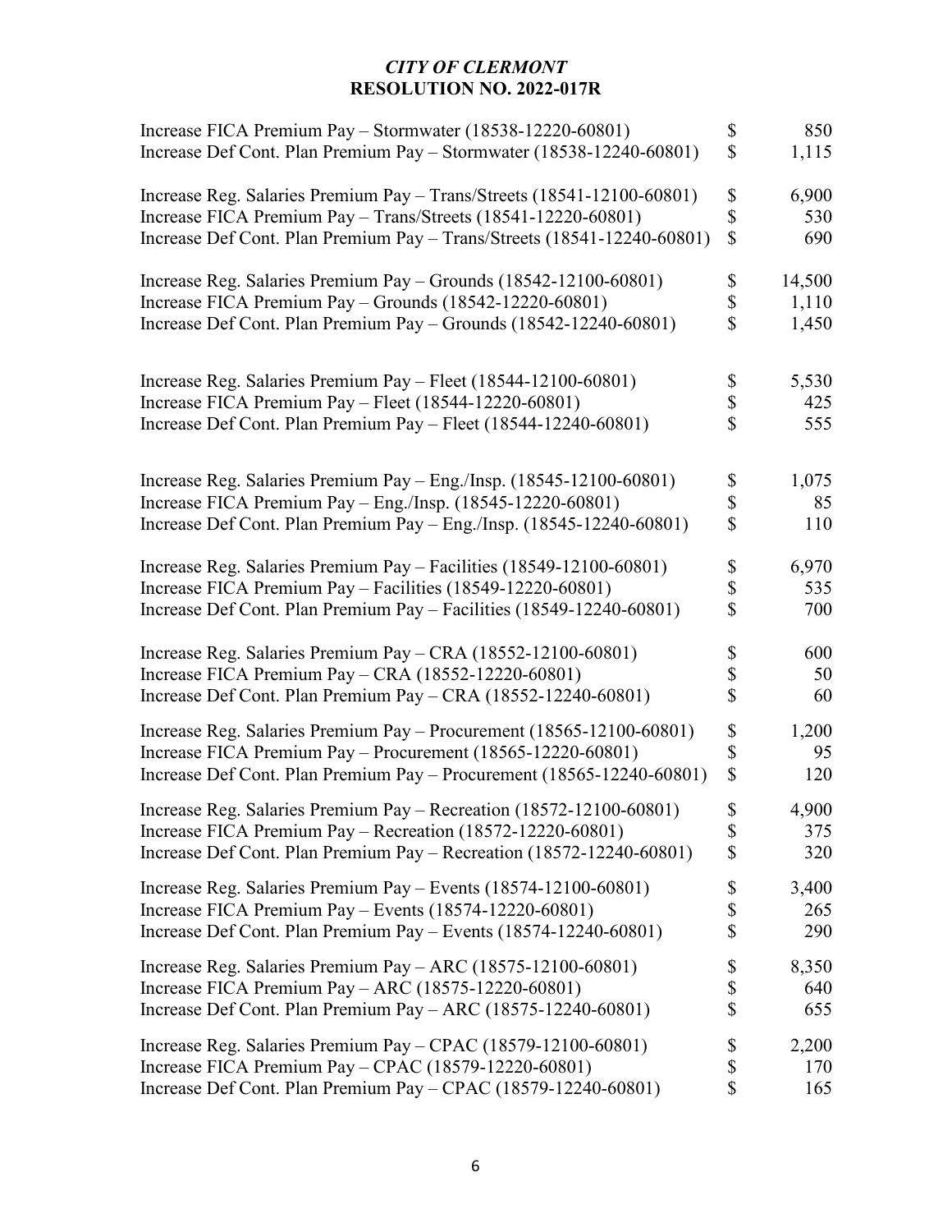*CITY OF CLERMONT*
**RESOLUTION NO. 2022-017R**

| | | |
|---|---|---|
| Increase FICA Premium Pay – Stormwater (18538-12220-60801) | $ | 850 |
| Increase Def Cont. Plan Premium Pay – Stormwater (18538-12240-60801) | $ | 1,115 |
| | | |
| Increase Reg. Salaries Premium Pay – Trans/Streets (18541-12100-60801) | $ | 6,900 |
| Increase FICA Premium Pay – Trans/Streets (18541-12220-60801) | $ | 530 |
| Increase Def Cont. Plan Premium Pay – Trans/Streets (18541-12240-60801) | $ | 690 |
| | | |
| Increase Reg. Salaries Premium Pay – Grounds (18542-12100-60801) | $ | 14,500 |
| Increase FICA Premium Pay – Grounds (18542-12220-60801) | $ | 1,110 |
| Increase Def Cont. Plan Premium Pay – Grounds (18542-12240-60801) | $ | 1,450 |
| | | |
| Increase Reg. Salaries Premium Pay – Fleet (18544-12100-60801) | $ | 5,530 |
| Increase FICA Premium Pay – Fleet (18544-12220-60801) | $ | 425 |
| Increase Def Cont. Plan Premium Pay – Fleet (18544-12240-60801) | $ | 555 |
| | | |
| Increase Reg. Salaries Premium Pay – Eng./Insp. (18545-12100-60801) | $ | 1,075 |
| Increase FICA Premium Pay – Eng./Insp. (18545-12220-60801) | $ | 85 |
| Increase Def Cont. Plan Premium Pay – Eng./Insp. (18545-12240-60801) | $ | 110 |
| | | |
| Increase Reg. Salaries Premium Pay – Facilities (18549-12100-60801) | $ | 6,970 |
| Increase FICA Premium Pay – Facilities (18549-12220-60801) | $ | 535 |
| Increase Def Cont. Plan Premium Pay – Facilities (18549-12240-60801) | $ | 700 |
| | | |
| Increase Reg. Salaries Premium Pay – CRA (18552-12100-60801) | $ | 600 |
| Increase FICA Premium Pay – CRA (18552-12220-60801) | $ | 50 |
| Increase Def Cont. Plan Premium Pay – CRA (18552-12240-60801) | $ | 60 |
| | | |
| Increase Reg. Salaries Premium Pay – Procurement (18565-12100-60801) | $ | 1,200 |
| Increase FICA Premium Pay – Procurement (18565-12220-60801) | $ | 95 |
| Increase Def Cont. Plan Premium Pay – Procurement (18565-12240-60801) | $ | 120 |
| | | |
| Increase Reg. Salaries Premium Pay – Recreation (18572-12100-60801) | $ | 4,900 |
| Increase FICA Premium Pay – Recreation (18572-12220-60801) | $ | 375 |
| Increase Def Cont. Plan Premium Pay – Recreation (18572-12240-60801) | $ | 320 |
| | | |
| Increase Reg. Salaries Premium Pay – Events (18574-12100-60801) | $ | 3,400 |
| Increase FICA Premium Pay – Events (18574-12220-60801) | $ | 265 |
| Increase Def Cont. Plan Premium Pay – Events (18574-12240-60801) | $ | 290 |
| | | |
| Increase Reg. Salaries Premium Pay – ARC (18575-12100-60801) | $ | 8,350 |
| Increase FICA Premium Pay – ARC (18575-12220-60801) | $ | 640 |
| Increase Def Cont. Plan Premium Pay – ARC (18575-12240-60801) | $ | 655 |
| | | |
| Increase Reg. Salaries Premium Pay – CPAC (18579-12100-60801) | $ | 2,200 |
| Increase FICA Premium Pay – CPAC (18579-12220-60801) | $ | 170 |
| Increase Def Cont. Plan Premium Pay – CPAC (18579-12240-60801) | $ | 165 |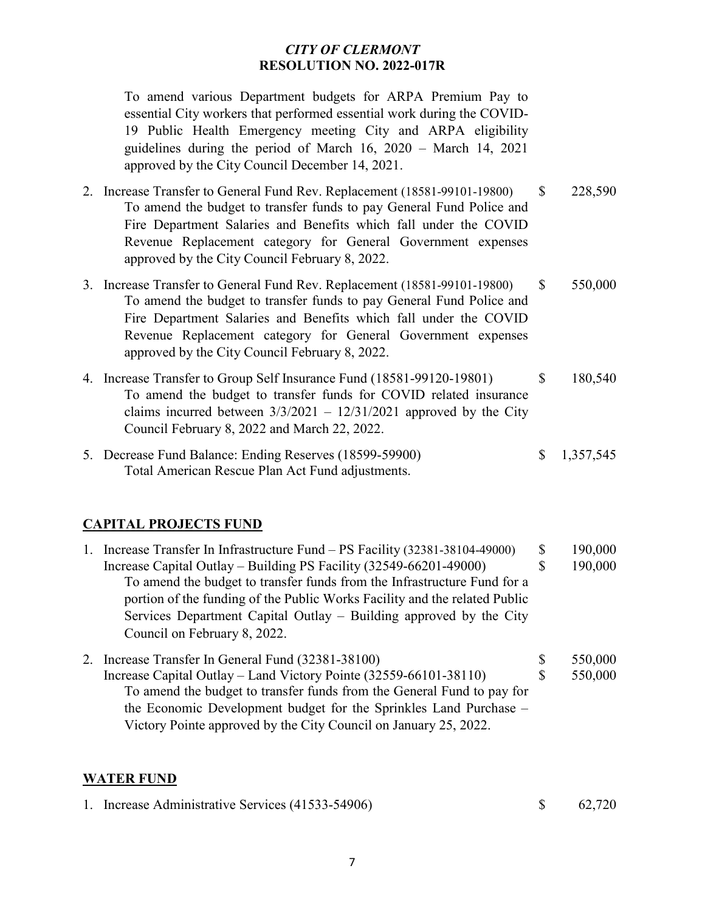To amend various Department budgets for ARPA Premium Pay to essential City workers that performed essential work during the COVID-19 Public Health Emergency meeting City and ARPA eligibility guidelines during the period of March 16, 2020 – March 14, 2021 approved by the City Council December 14, 2021.

2. Increase Transfer to General Fund Rev. Replacement (18581-99101-19800) $ 228,590
   To amend the budget to transfer funds to pay General Fund Police and Fire Department Salaries and Benefits which fall under the COVID Revenue Replacement category for General Government expenses approved by the City Council February 8, 2022.

3. Increase Transfer to General Fund Rev. Replacement (18581-99101-19800) $ 550,000
   To amend the budget to transfer funds to pay General Fund Police and Fire Department Salaries and Benefits which fall under the COVID Revenue Replacement category for General Government expenses approved by the City Council February 8, 2022.

4. Increase Transfer to Group Self Insurance Fund (18581-99120-19801) $ 180,540
   To amend the budget to transfer funds for COVID related insurance claims incurred between 3/3/2021 – 12/31/2021 approved by the City Council February 8, 2022 and March 22, 2022.

5. Decrease Fund Balance: Ending Reserves (18599-59900) $ 1,357,545
   Total American Rescue Plan Act Fund adjustments.

## CAPITAL PROJECTS FUND

1. Increase Transfer In Infrastructure Fund – PS Facility (32381-38104-49000) $ 190,000
   Increase Capital Outlay – Building PS Facility (32549-66201-49000) $ 190,000
   To amend the budget to transfer funds from the Infrastructure Fund for a portion of the funding of the Public Works Facility and the related Public Services Department Capital Outlay – Building approved by the City Council on February 8, 2022.

2. Increase Transfer In General Fund (32381-38100) $ 550,000
   Increase Capital Outlay – Land Victory Pointe (32559-66101-38110) $ 550,000
   To amend the budget to transfer funds from the General Fund to pay for the Economic Development budget for the Sprinkles Land Purchase – Victory Pointe approved by the City Council on January 25, 2022.

## WATER FUND

1. Increase Administrative Services (41533-54906) $ 62,720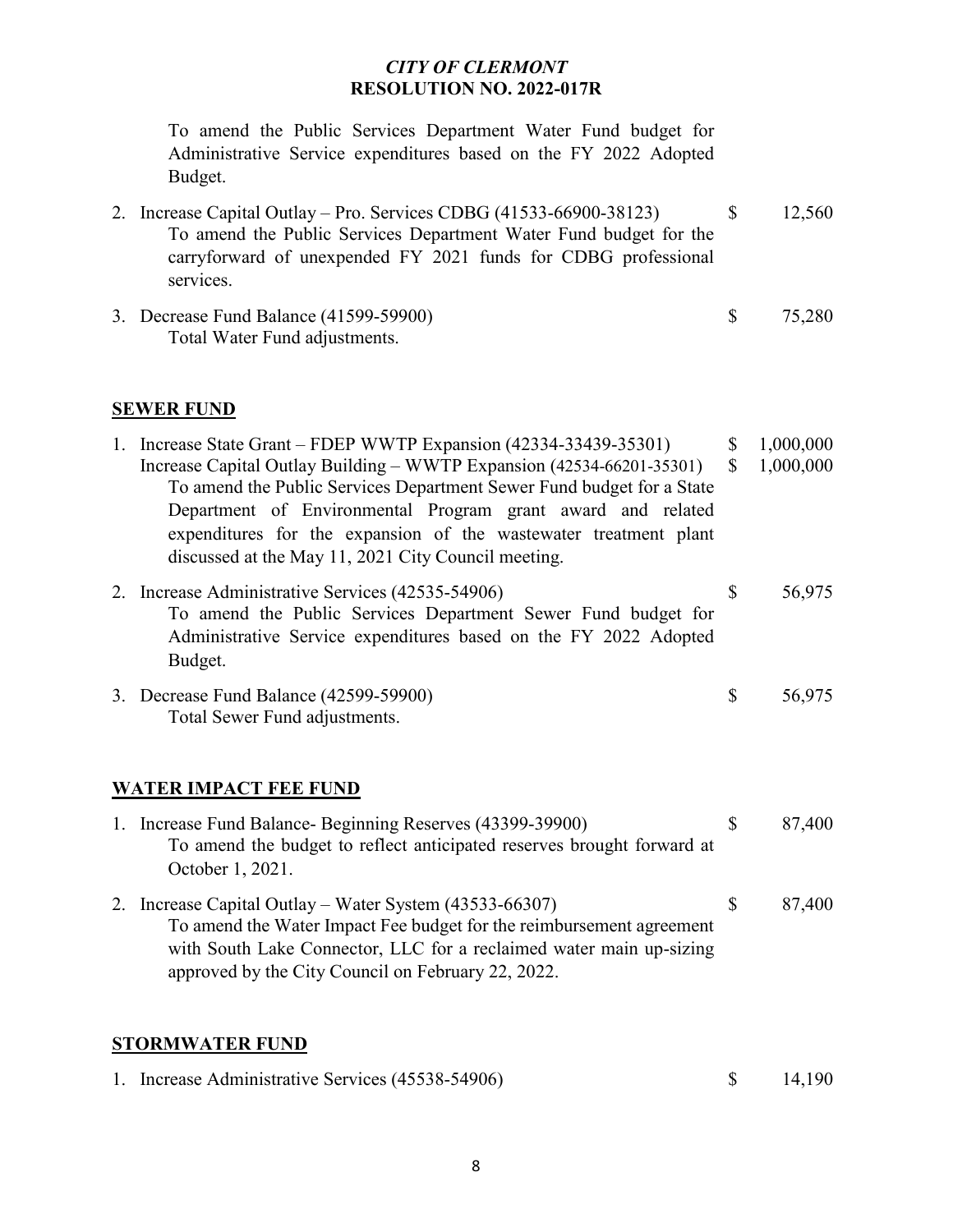*CITY OF CLERMONT*
**RESOLUTION NO. 2022-017R**

To amend the Public Services Department Water Fund budget for Administrative Service expenditures based on the FY 2022 Adopted Budget.

2. Increase Capital Outlay – Pro. Services CDBG (41533-66900-38123) $ 12,560
   To amend the Public Services Department Water Fund budget for the carryforward of unexpended FY 2021 funds for CDBG professional services.

3. Decrease Fund Balance (41599-59900) $ 75,280
   Total Water Fund adjustments.

**SEWER FUND**

1. Increase State Grant – FDEP WWTP Expansion (42334-33439-35301) $ 1,000,000
   Increase Capital Outlay Building – WWTP Expansion (42534-66201-35301) $ 1,000,000
   To amend the Public Services Department Sewer Fund budget for a State Department of Environmental Program grant award and related expenditures for the expansion of the wastewater treatment plant discussed at the May 11, 2021 City Council meeting.

2. Increase Administrative Services (42535-54906) $ 56,975
   To amend the Public Services Department Sewer Fund budget for Administrative Service expenditures based on the FY 2022 Adopted Budget.

3. Decrease Fund Balance (42599-59900) $ 56,975
   Total Sewer Fund adjustments.

**WATER IMPACT FEE FUND**

1. Increase Fund Balance- Beginning Reserves (43399-39900) $ 87,400
   To amend the budget to reflect anticipated reserves brought forward at October 1, 2021.

2. Increase Capital Outlay – Water System (43533-66307) $ 87,400
   To amend the Water Impact Fee budget for the reimbursement agreement with South Lake Connector, LLC for a reclaimed water main up-sizing approved by the City Council on February 22, 2022.

**STORMWATER FUND**

1. Increase Administrative Services (45538-54906) $ 14,190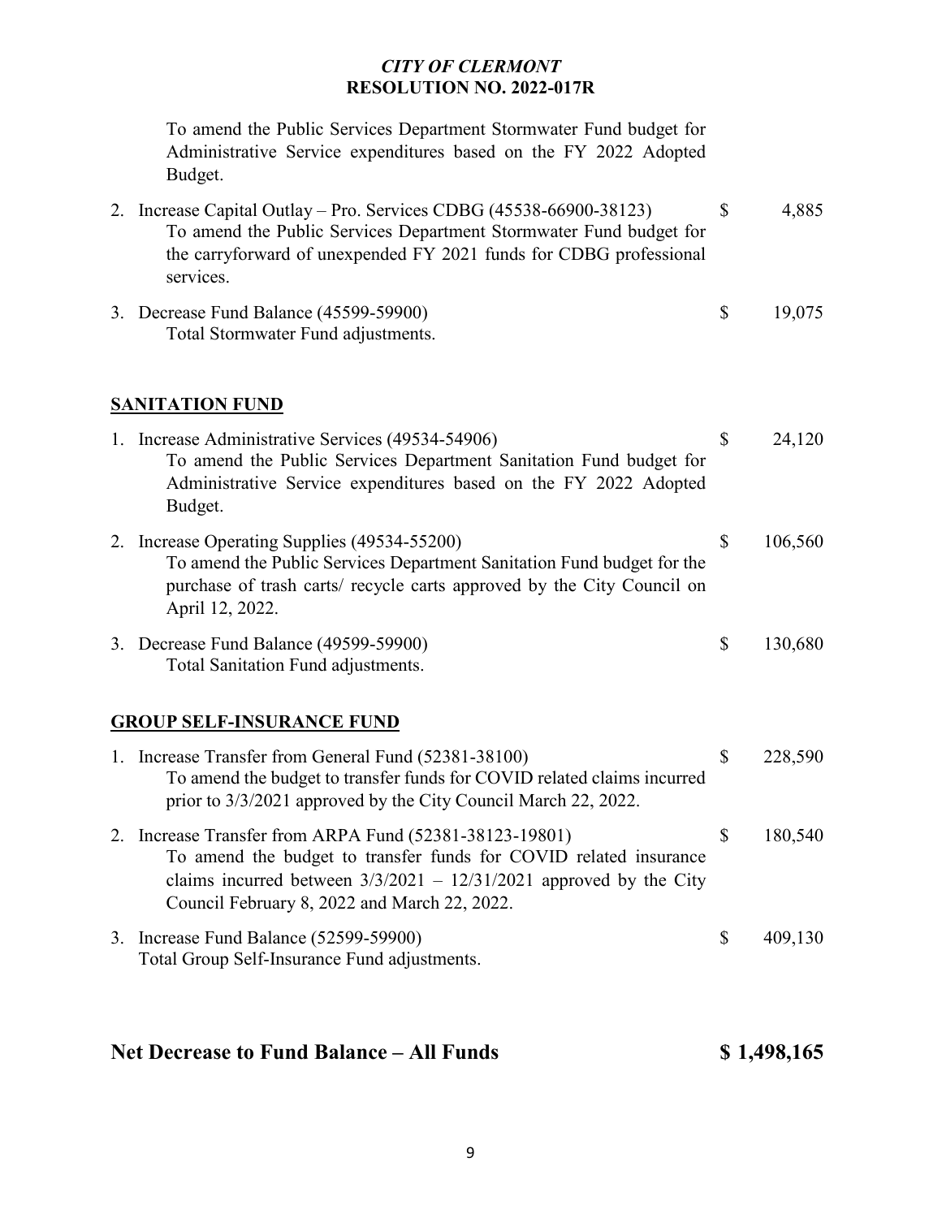*CITY OF CLERMONT*
**RESOLUTION NO. 2022-017R**

To amend the Public Services Department Stormwater Fund budget for Administrative Service expenditures based on the FY 2022 Adopted Budget.

2. Increase Capital Outlay – Pro. Services CDBG (45538-66900-38123) $ 4,885
   To amend the Public Services Department Stormwater Fund budget for the carryforward of unexpended FY 2021 funds for CDBG professional services.

3. Decrease Fund Balance (45599-59900) $ 19,075
   Total Stormwater Fund adjustments.

**SANITATION FUND**

1. Increase Administrative Services (49534-54906) $ 24,120
   To amend the Public Services Department Sanitation Fund budget for Administrative Service expenditures based on the FY 2022 Adopted Budget.

2. Increase Operating Supplies (49534-55200) $ 106,560
   To amend the Public Services Department Sanitation Fund budget for the purchase of trash carts/ recycle carts approved by the City Council on April 12, 2022.

3. Decrease Fund Balance (49599-59900) $ 130,680
   Total Sanitation Fund adjustments.

**GROUP SELF-INSURANCE FUND**

1. Increase Transfer from General Fund (52381-38100) $ 228,590
   To amend the budget to transfer funds for COVID related claims incurred prior to 3/3/2021 approved by the City Council March 22, 2022.

2. Increase Transfer from ARPA Fund (52381-38123-19801) $ 180,540
   To amend the budget to transfer funds for COVID related insurance claims incurred between 3/3/2021 – 12/31/2021 approved by the City Council February 8, 2022 and March 22, 2022.

3. Increase Fund Balance (52599-59900) $ 409,130
   Total Group Self-Insurance Fund adjustments.

## Net Decrease to Fund Balance – All Funds $ 1,498,165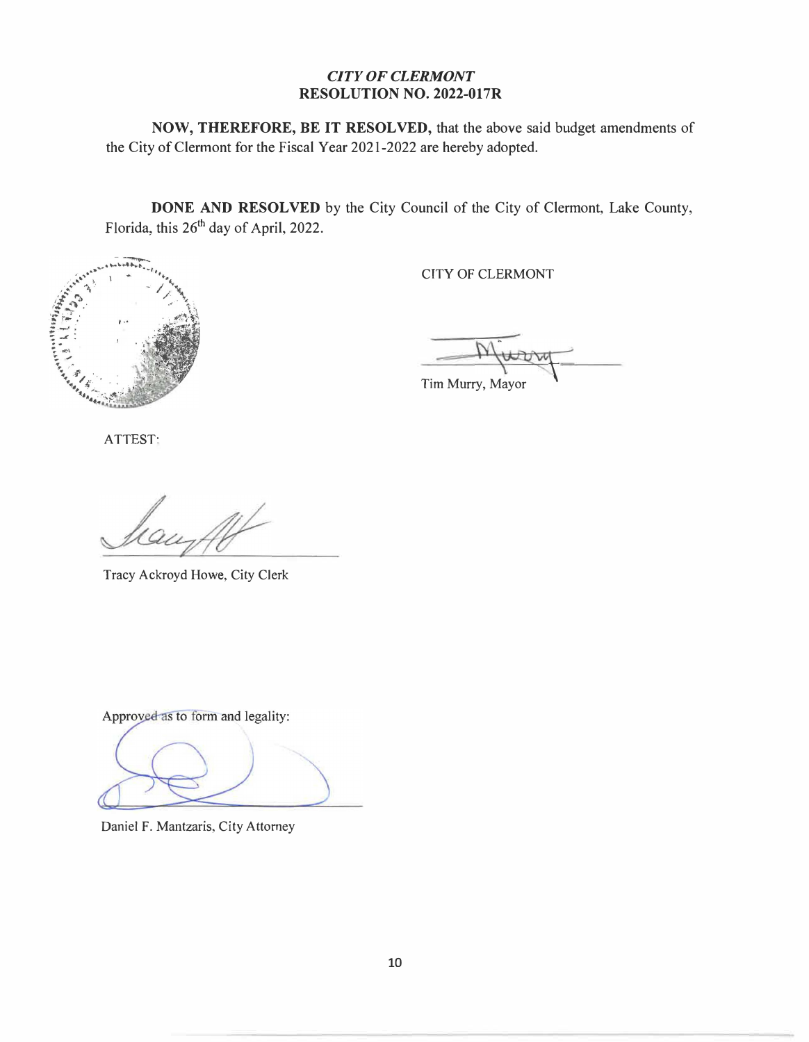***CITY OF CLERMONT***
**RESOLUTION NO. 2022-017R**

**NOW, THEREFORE, BE IT RESOLVED,** that the above said budget amendments of the City of Clermont for the Fiscal Year 2021-2022 are hereby adopted.

**DONE AND RESOLVED** by the City Council of the City of Clermont, Lake County, Florida, this 26th day of April, 2022.

CITY OF CLERMONT

Tim Murry, Mayor

ATTEST:

Tracy Ackroyd Howe, City Clerk

Approved as to form and legality:

Daniel F. Mantzaris, City Attorney